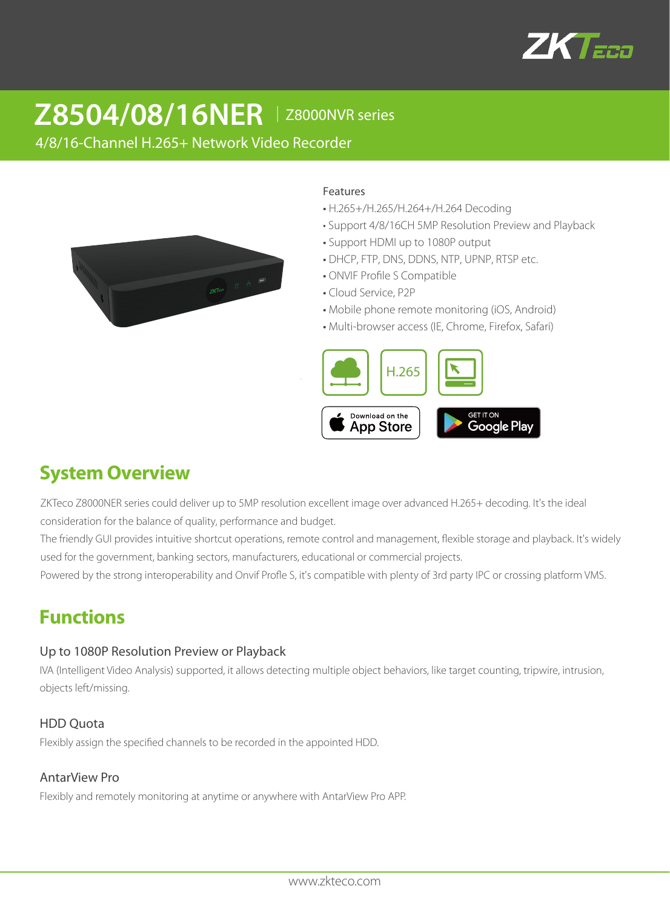# Z8504/08/16NER | Z8000NVR series

4/8/16-Channel H.265+ Network Video Recorder

Features

- H.265+/H.265/H.264+/H.264 Decoding
- Support 4/8/16CH 5MP Resolution Preview and Playback
- Support HDMI up to 1080P output
- DHCP, FTP, DNS, DDNS, NTP, UPNP, RTSP etc.
- ONVIF Profile S Compatible
- Cloud Service, P2P
- Mobile phone remote monitoring (iOS, Android)
- Multi-browser access (IE, Chrome, Firefox, Safari)

## System Overview

ZKTeco Z8000NER series could deliver up to 5MP resolution excellent image over advanced H.265+ decoding. It's the ideal consideration for the balance of quality, performance and budget.

The friendly GUI provides intuitive shortcut operations, remote control and management, flexible storage and playback. It's widely used for the government, banking sectors, manufacturers, educational or commercial projects.

Powered by the strong interoperability and Onvif Profle S, it's compatible with plenty of 3rd party IPC or crossing platform VMS.

## Functions

### Up to 1080P Resolution Preview or Playback

IVA (Intelligent Video Analysis) supported, it allows detecting multiple object behaviors, like target counting, tripwire, intrusion, objects left/missing.

### HDD Quota

Flexibly assign the specified channels to be recorded in the appointed HDD.

### AntarView Pro

Flexibly and remotely monitoring at anytime or anywhere with AntarView Pro APP.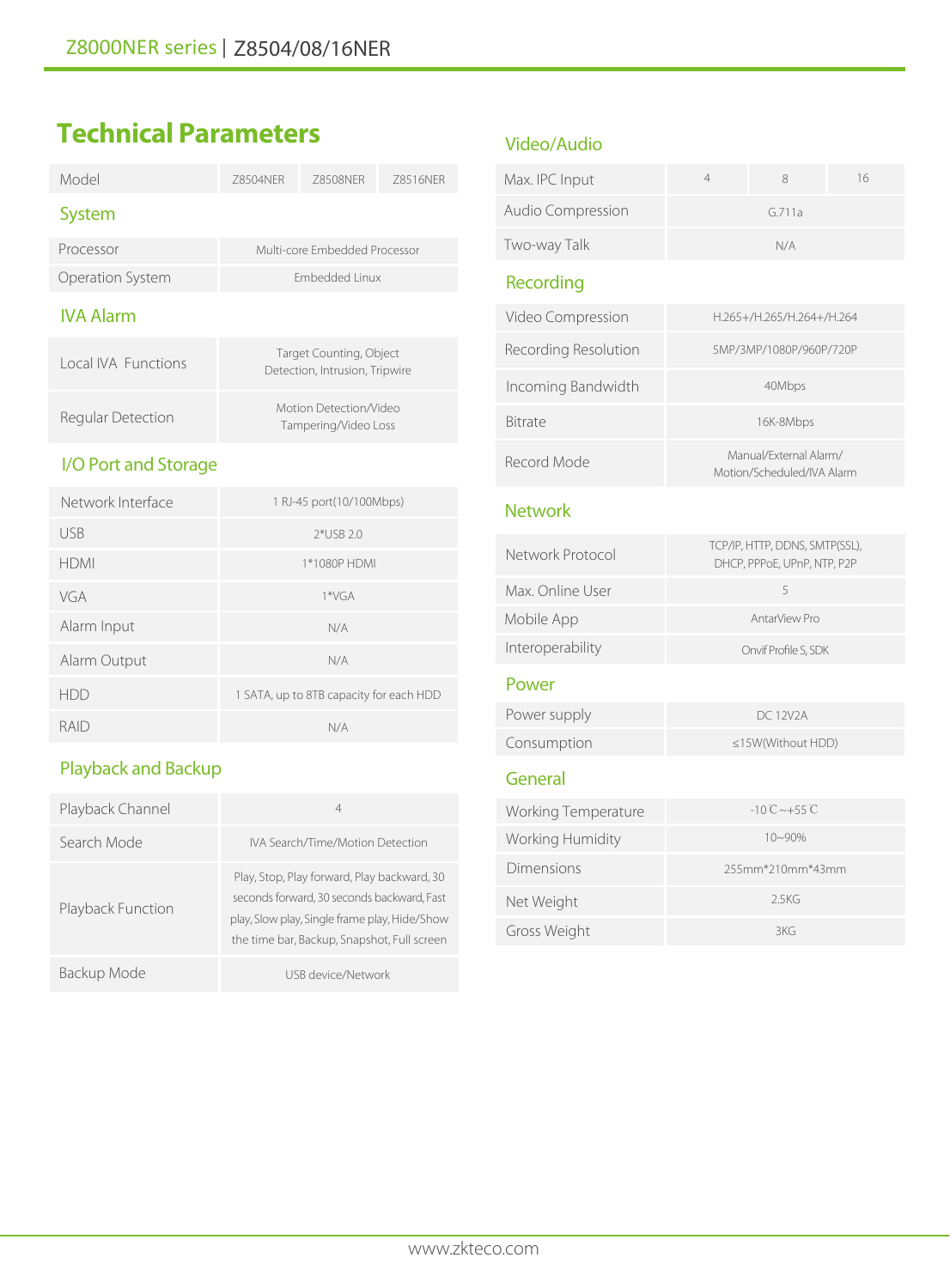# Technical Parameters

| Model | Z8504NER | Z8508NER | Z8516NER |
|---|---|---|---|

## System

| | |
|---|---|
| Processor | Multi-core Embedded Processor |
| Operation System | Embedded Linux |

## IVA Alarm

| | |
|---|---|
| Local IVA Functions | Target Counting, Object Detection, Intrusion, Tripwire |
| Regular Detection | Motion Detection/Video Tampering/Video Loss |

## I/O Port and Storage

| | |
|---|---|
| Network Interface | 1 RJ-45 port(10/100Mbps) |
| USB | 2*USB 2.0 |
| HDMI | 1*1080P HDMI |
| VGA | 1*VGA |
| Alarm Input | N/A |
| Alarm Output | N/A |
| HDD | 1 SATA, up to 8TB capacity for each HDD |
| RAID | N/A |

## Playback and Backup

| | |
|---|---|
| Playback Channel | 4 |
| Search Mode | IVA Search/Time/Motion Detection |
| Playback Function | Play, Stop, Play forward, Play backward, 30 seconds forward, 30 seconds backward, Fast play, Slow play, Single frame play, Hide/Show the time bar, Backup, Snapshot, Full screen |
| Backup Mode | USB device/Network |

## Video/Audio

| | | | |
|---|---|---|---|
| Max. IPC Input | 4 | 8 | 16 |
| Audio Compression | G.711a | | |
| Two-way Talk | N/A | | |

## Recording

| | |
|---|---|
| Video Compression | H.265+/H.265/H.264+/H.264 |
| Recording Resolution | 5MP/3MP/1080P/960P/720P |
| Incoming Bandwidth | 40Mbps |
| Bitrate | 16K-8Mbps |
| Record Mode | Manual/External Alarm/ Motion/Scheduled/IVA Alarm |

## Network

| | |
|---|---|
| Network Protocol | TCP/IP, HTTP, DDNS, SMTP(SSL), DHCP, PPPoE, UPnP, NTP, P2P |
| Max. Online User | 5 |
| Mobile App | AntarView Pro |
| Interoperability | Onvif Profile S, SDK |

## Power

| | |
|---|---|
| Power supply | DC 12V2A |
| Consumption | ≤15W(Without HDD) |

## General

| | |
|---|---|
| Working Temperature | -10℃~+55℃ |
| Working Humidity | 10~90% |
| Dimensions | 255mm*210mm*43mm |
| Net Weight | 2.5KG |
| Gross Weight | 3KG |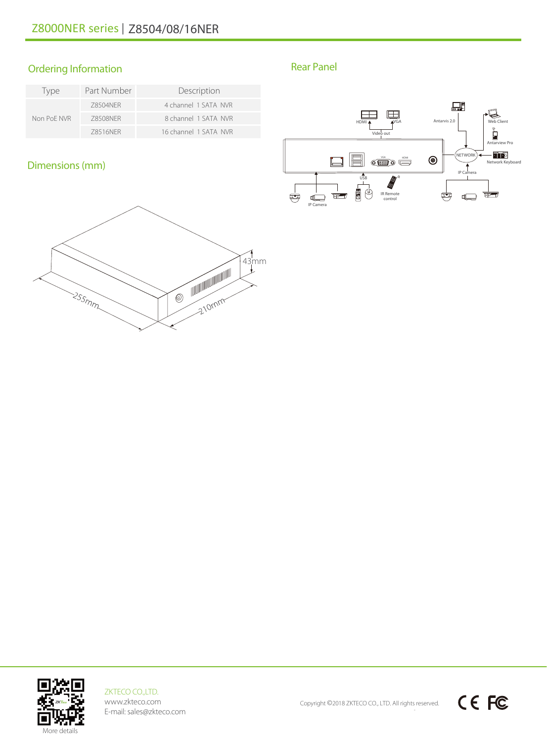# Z8000NER series | Z8504/08/16NER

## Ordering Information

| Type | Part Number | Description |
|---|---|---|
| Non PoE NVR | Z8504NER | 4 channel 1 SATA NVR |
| | Z8508NER | 8 channel 1 SATA NVR |
| | Z8516NER | 16 channel 1 SATA NVR |

## Dimensions (mm)

43mm
255mm
210mm

## Rear Panel

HDMI
VGA
Video out
Antarvis 2.0
Web Client
Antarview Pro
NETWORK
Network Keyboard
IP Camera
USB
IR Remote control
IP Camera

More details

ZKTECO CO.,LTD.
www.zkteco.com
E-mail: sales@zkteco.com

Copyright ©2018 ZKTECO CO., LTD. All rights reserved.